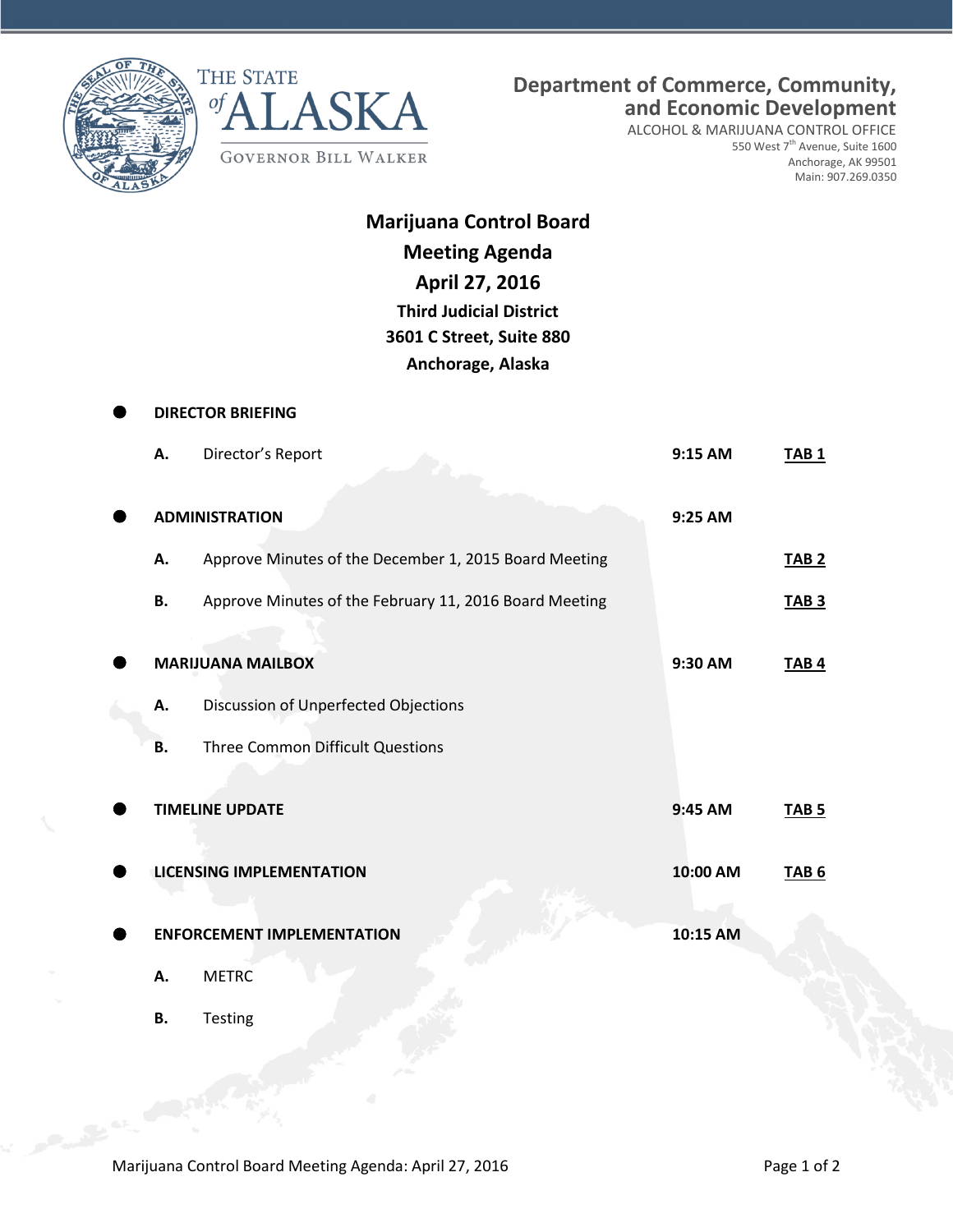THE STATE of ALASKA

GOVERNOR BILL WALKER

**Department of Commerce, Community, and Economic Development**

ALCOHOL & MARIJUANA CONTROL OFFICE
550 West 7th Avenue, Suite 1600
Anchorage, AK 99501
Main: 907.269.0350

# Marijuana Control Board
# Meeting Agenda
# April 27, 2016

**Third Judicial District**
**3601 C Street, Suite 880**
**Anchorage, Alaska**

- **DIRECTOR BRIEFING**
  - **A.** Director's Report — **9:15 AM** — **TAB 1**

- **ADMINISTRATION** — **9:25 AM**
  - **A.** Approve Minutes of the December 1, 2015 Board Meeting — **TAB 2**
  - **B.** Approve Minutes of the February 11, 2016 Board Meeting — **TAB 3**

- **MARIJUANA MAILBOX** — **9:30 AM** — **TAB 4**
  - **A.** Discussion of Unperfected Objections
  - **B.** Three Common Difficult Questions

- **TIMELINE UPDATE** — **9:45 AM** — **TAB 5**

- **LICENSING IMPLEMENTATION** — **10:00 AM** — **TAB 6**

- **ENFORCEMENT IMPLEMENTATION** — **10:15 AM**
  - **A.** METRC
  - **B.** Testing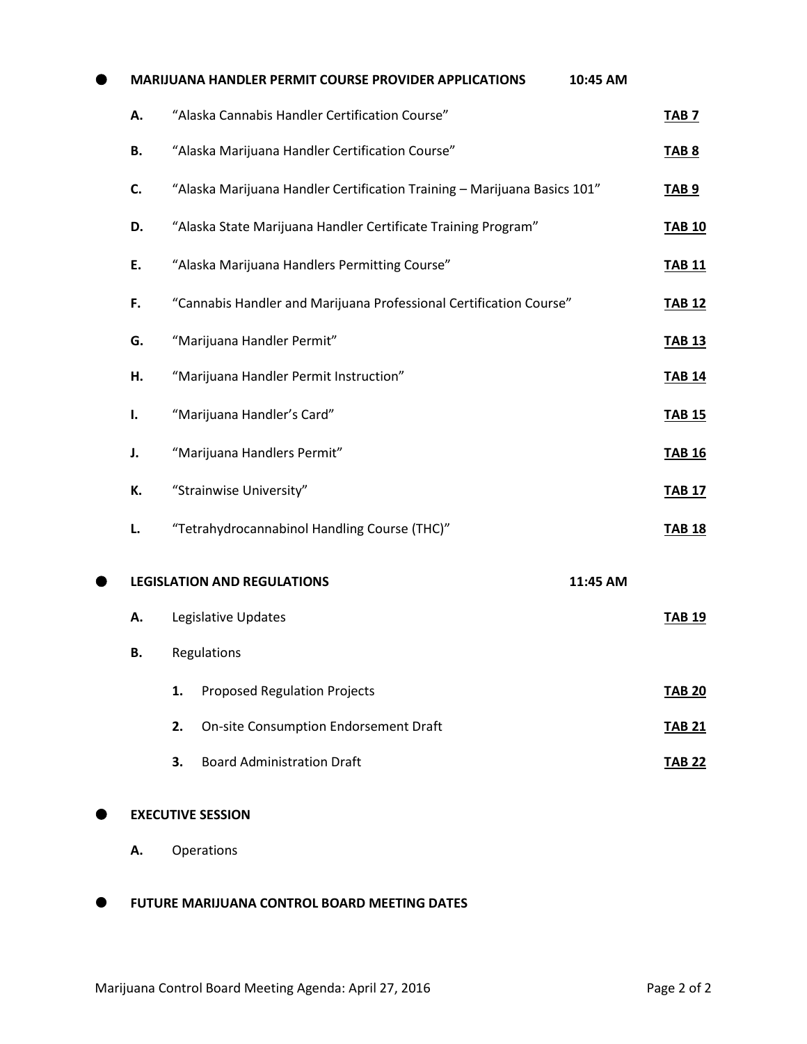- **MARIJUANA HANDLER PERMIT COURSE PROVIDER APPLICATIONS** **10:45 AM**

| | | |
|---|---|---|
| **A.** | "Alaska Cannabis Handler Certification Course" | **TAB 7** |
| **B.** | "Alaska Marijuana Handler Certification Course" | **TAB 8** |
| **C.** | "Alaska Marijuana Handler Certification Training – Marijuana Basics 101" | **TAB 9** |
| **D.** | "Alaska State Marijuana Handler Certificate Training Program" | **TAB 10** |
| **E.** | "Alaska Marijuana Handlers Permitting Course" | **TAB 11** |
| **F.** | "Cannabis Handler and Marijuana Professional Certification Course" | **TAB 12** |
| **G.** | "Marijuana Handler Permit" | **TAB 13** |
| **H.** | "Marijuana Handler Permit Instruction" | **TAB 14** |
| **I.** | "Marijuana Handler's Card" | **TAB 15** |
| **J.** | "Marijuana Handlers Permit" | **TAB 16** |
| **K.** | "Strainwise University" | **TAB 17** |
| **L.** | "Tetrahydrocannabinol Handling Course (THC)" | **TAB 18** |

- **LEGISLATION AND REGULATIONS** **11:45 AM**

| | | |
|---|---|---|
| **A.** | Legislative Updates | **TAB 19** |
| **B.** | Regulations | |
| | **1.** Proposed Regulation Projects | **TAB 20** |
| | **2.** On-site Consumption Endorsement Draft | **TAB 21** |
| | **3.** Board Administration Draft | **TAB 22** |

- **EXECUTIVE SESSION**

  **A.** Operations

- **FUTURE MARIJUANA CONTROL BOARD MEETING DATES**

Marijuana Control Board Meeting Agenda: April 27, 2016